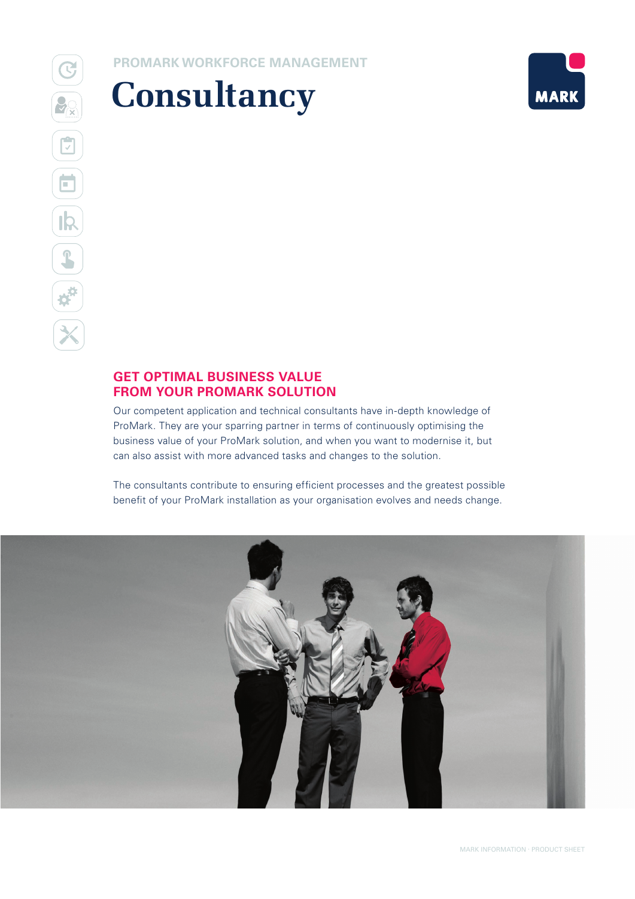PROMARK WORKFORCE MANAGEMENT

# Consultancy

## GET OPTIMAL BUSINESS VALUE FROM YOUR PROMARK SOLUTION

Our competent application and technical consultants have in-depth knowledge of ProMark. They are your sparring partner in terms of continuously optimising the business value of your ProMark solution, and when you want to modernise it, but can also assist with more advanced tasks and changes to the solution.

The consultants contribute to ensuring efficient processes and the greatest possible benefit of your ProMark installation as your organisation evolves and needs change.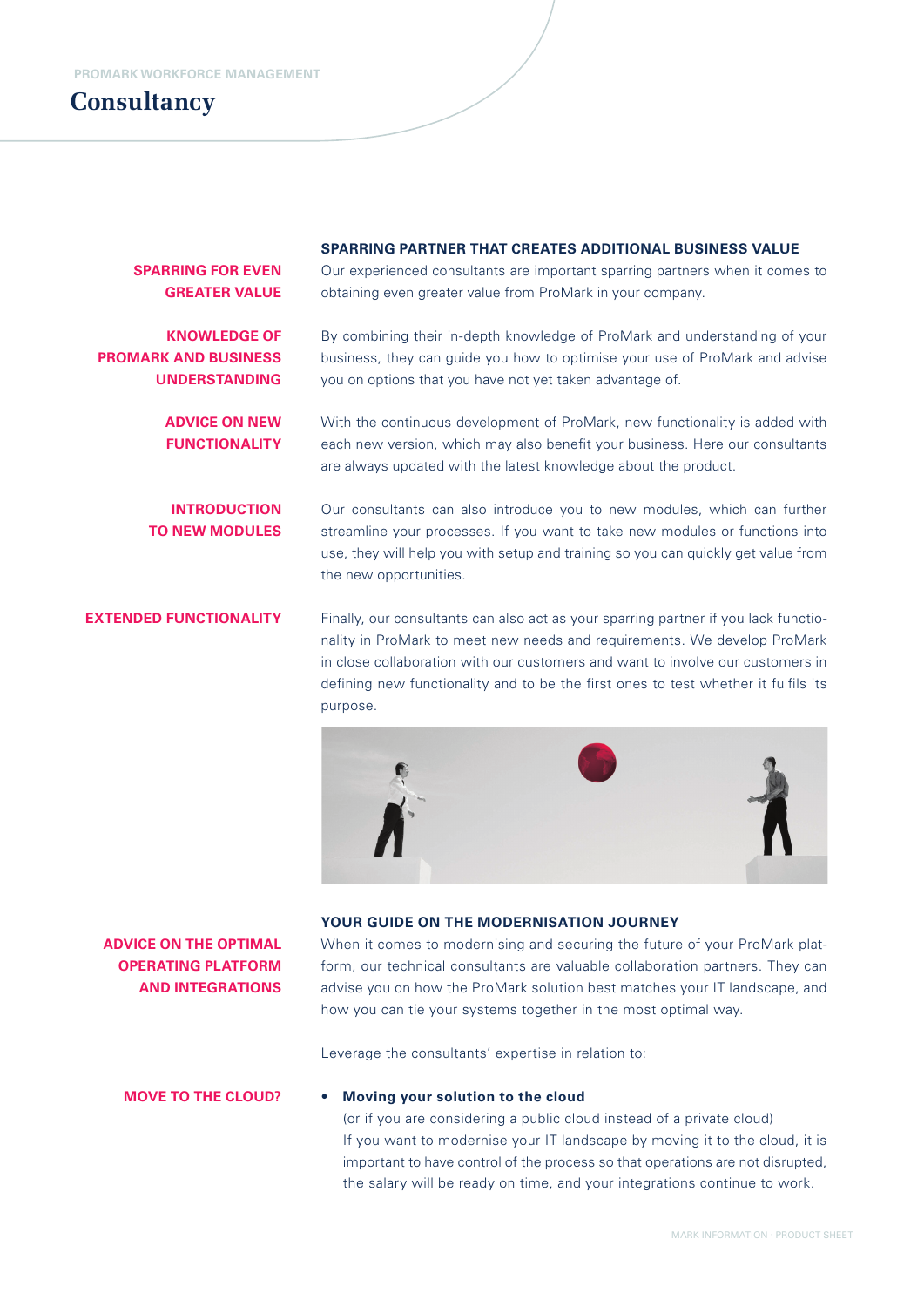PROMARK WORKFORCE MANAGEMENT

# Consultancy

## SPARRING PARTNER THAT CREATES ADDITIONAL BUSINESS VALUE

**SPARRING FOR EVEN GREATER VALUE**

Our experienced consultants are important sparring partners when it comes to obtaining even greater value from ProMark in your company.

**KNOWLEDGE OF PROMARK AND BUSINESS UNDERSTANDING**

By combining their in-depth knowledge of ProMark and understanding of your business, they can guide you how to optimise your use of ProMark and advise you on options that you have not yet taken advantage of.

**ADVICE ON NEW FUNCTIONALITY**

With the continuous development of ProMark, new functionality is added with each new version, which may also benefit your business. Here our consultants are always updated with the latest knowledge about the product.

**INTRODUCTION TO NEW MODULES**

Our consultants can also introduce you to new modules, which can further streamline your processes. If you want to take new modules or functions into use, they will help you with setup and training so you can quickly get value from the new opportunities.

**EXTENDED FUNCTIONALITY**

Finally, our consultants can also act as your sparring partner if you lack functionality in ProMark to meet new needs and requirements. We develop ProMark in close collaboration with our customers and want to involve our customers in defining new functionality and to be the first ones to test whether it fulfils its purpose.

## YOUR GUIDE ON THE MODERNISATION JOURNEY

**ADVICE ON THE OPTIMAL OPERATING PLATFORM AND INTEGRATIONS**

When it comes to modernising and securing the future of your ProMark platform, our technical consultants are valuable collaboration partners. They can advise you on how the ProMark solution best matches your IT landscape, and how you can tie your systems together in the most optimal way.

Leverage the consultants' expertise in relation to:

**MOVE TO THE CLOUD?**

- **Moving your solution to the cloud**
  (or if you are considering a public cloud instead of a private cloud)
  If you want to modernise your IT landscape by moving it to the cloud, it is important to have control of the process so that operations are not disrupted, the salary will be ready on time, and your integrations continue to work.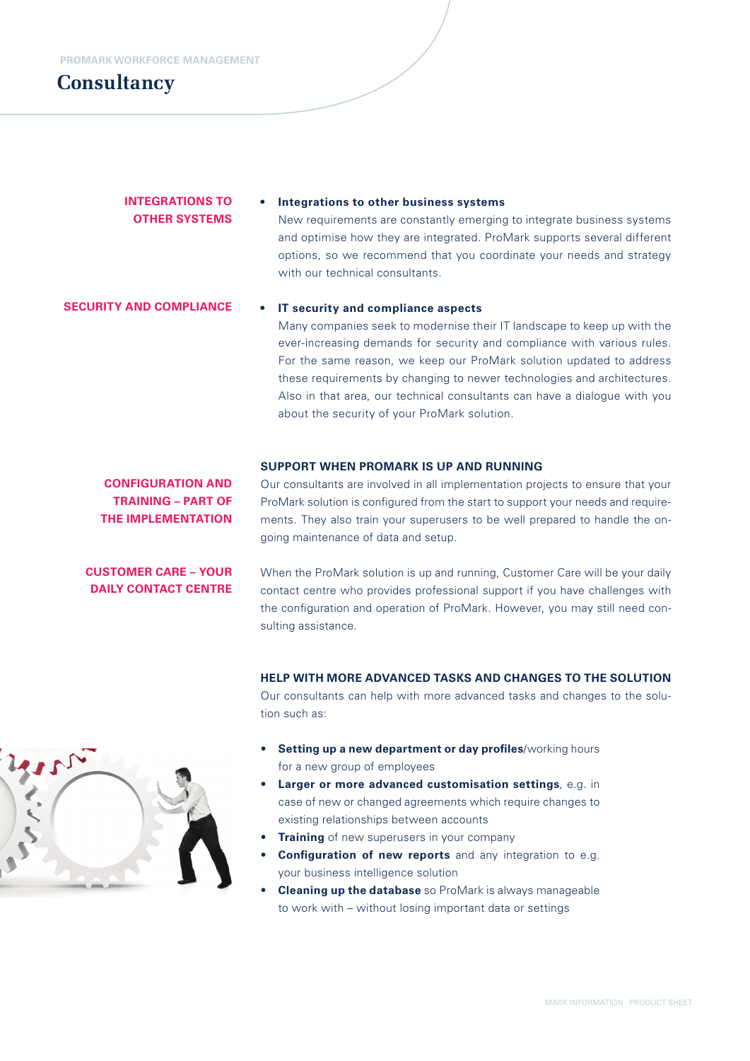PROMARK WORKFORCE MANAGEMENT

# Consultancy

**INTEGRATIONS TO OTHER SYSTEMS**

- **Integrations to other business systems**
  New requirements are constantly emerging to integrate business systems and optimise how they are integrated. ProMark supports several different options, so we recommend that you coordinate your needs and strategy with our technical consultants.

**SECURITY AND COMPLIANCE**

- **IT security and compliance aspects**
  Many companies seek to modernise their IT landscape to keep up with the ever-increasing demands for security and compliance with various rules. For the same reason, we keep our ProMark solution updated to address these requirements by changing to newer technologies and architectures. Also in that area, our technical consultants can have a dialogue with you about the security of your ProMark solution.

## SUPPORT WHEN PROMARK IS UP AND RUNNING

**CONFIGURATION AND TRAINING – PART OF THE IMPLEMENTATION**

Our consultants are involved in all implementation projects to ensure that your ProMark solution is configured from the start to support your needs and requirements. They also train your superusers to be well prepared to handle the ongoing maintenance of data and setup.

**CUSTOMER CARE – YOUR DAILY CONTACT CENTRE**

When the ProMark solution is up and running, Customer Care will be your daily contact centre who provides professional support if you have challenges with the configuration and operation of ProMark. However, you may still need consulting assistance.

## HELP WITH MORE ADVANCED TASKS AND CHANGES TO THE SOLUTION

Our consultants can help with more advanced tasks and changes to the solution such as:

- **Setting up a new department or day profiles**/working hours for a new group of employees
- **Larger or more advanced customisation settings**, e.g. in case of new or changed agreements which require changes to existing relationships between accounts
- **Training** of new superusers in your company
- **Configuration of new reports** and any integration to e.g. your business intelligence solution
- **Cleaning up the database** so ProMark is always manageable to work with – without losing important data or settings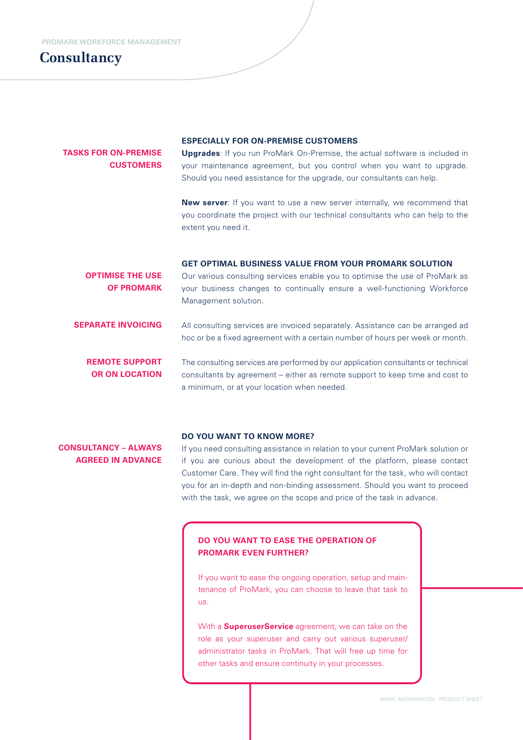PROMARK WORKFORCE MANAGEMENT

# Consultancy

**TASKS FOR ON-PREMISE CUSTOMERS**

### ESPECIALLY FOR ON-PREMISE CUSTOMERS

**Upgrades**: If you run ProMark On-Premise, the actual software is included in your maintenance agreement, but you control when you want to upgrade. Should you need assistance for the upgrade, our consultants can help.

**New server**: If you want to use a new server internally, we recommend that you coordinate the project with our technical consultants who can help to the extent you need it.

**OPTIMISE THE USE OF PROMARK**

### GET OPTIMAL BUSINESS VALUE FROM YOUR PROMARK SOLUTION

Our various consulting services enable you to optimise the use of ProMark as your business changes to continually ensure a well-functioning Workforce Management solution.

**SEPARATE INVOICING**

All consulting services are invoiced separately. Assistance can be arranged ad hoc or be a fixed agreement with a certain number of hours per week or month.

**REMOTE SUPPORT OR ON LOCATION**

The consulting services are performed by our application consultants or technical consultants by agreement – either as remote support to keep time and cost to a minimum, or at your location when needed.

**CONSULTANCY – ALWAYS AGREED IN ADVANCE**

### DO YOU WANT TO KNOW MORE?

If you need consulting assistance in relation to your current ProMark solution or if you are curious about the development of the platform, please contact Customer Care. They will find the right consultant for the task, who will contact you for an in-depth and non-binding assessment. Should you want to proceed with the task, we agree on the scope and price of the task in advance.

### DO YOU WANT TO EASE THE OPERATION OF PROMARK EVEN FURTHER?

If you want to ease the ongoing operation, setup and maintenance of ProMark, you can choose to leave that task to us.

With a **SuperuserService** agreement, we can take on the role as your superuser and carry out various superuser/administrator tasks in ProMark. That will free up time for other tasks and ensure continuity in your processes.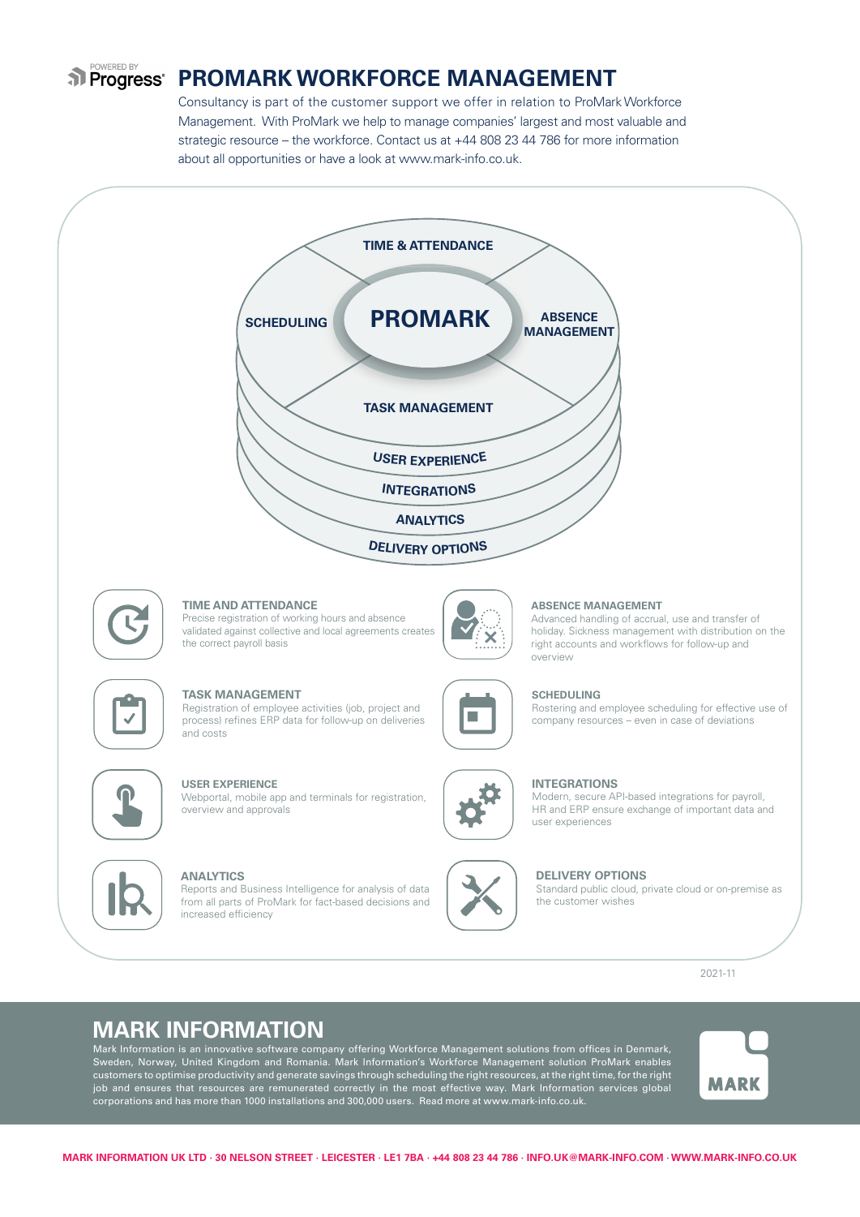POWERED BY Progress

# PROMARK WORKFORCE MANAGEMENT

Consultancy is part of the customer support we offer in relation to ProMark Workforce Management. With ProMark we help to manage companies' largest and most valuable and strategic resource – the workforce. Contact us at +44 808 23 44 786 for more information about all opportunities or have a look at www.mark-info.co.uk.

PROMARK

TIME & ATTENDANCE

SCHEDULING

ABSENCE MANAGEMENT

TASK MANAGEMENT

USER EXPERIENCE

INTEGRATIONS

ANALYTICS

DELIVERY OPTIONS

### TIME AND ATTENDANCE
Precise registration of working hours and absence validated against collective and local agreements creates the correct payroll basis

### ABSENCE MANAGEMENT
Advanced handling of accrual, use and transfer of holiday. Sickness management with distribution on the right accounts and workflows for follow-up and overview

### TASK MANAGEMENT
Registration of employee activities (job, project and process) refines ERP data for follow-up on deliveries and costs

### SCHEDULING
Rostering and employee scheduling for effective use of company resources – even in case of deviations

### USER EXPERIENCE
Webportal, mobile app and terminals for registration, overview and approvals

### INTEGRATIONS
Modern, secure API-based integrations for payroll, HR and ERP ensure exchange of important data and user experiences

### ANALYTICS
Reports and Business Intelligence for analysis of data from all parts of ProMark for fact-based decisions and increased efficiency

### DELIVERY OPTIONS
Standard public cloud, private cloud or on-premise as the customer wishes

2021-11

## MARK INFORMATION

Mark Information is an innovative software company offering Workforce Management solutions from offices in Denmark, Sweden, Norway, United Kingdom and Romania. Mark Information's Workforce Management solution ProMark enables customers to optimise productivity and generate savings through scheduling the right resources, at the right time, for the right job and ensures that resources are remunerated correctly in the most effective way. Mark Information services global corporations and has more than 1000 installations and 300,000 users. Read more at www.mark-info.co.uk.

MARK

**MARK INFORMATION UK LTD · 30 NELSON STREET · LEICESTER · LE1 7BA · +44 808 23 44 786 · INFO.UK@MARK-INFO.COM · WWW.MARK-INFO.CO.UK**